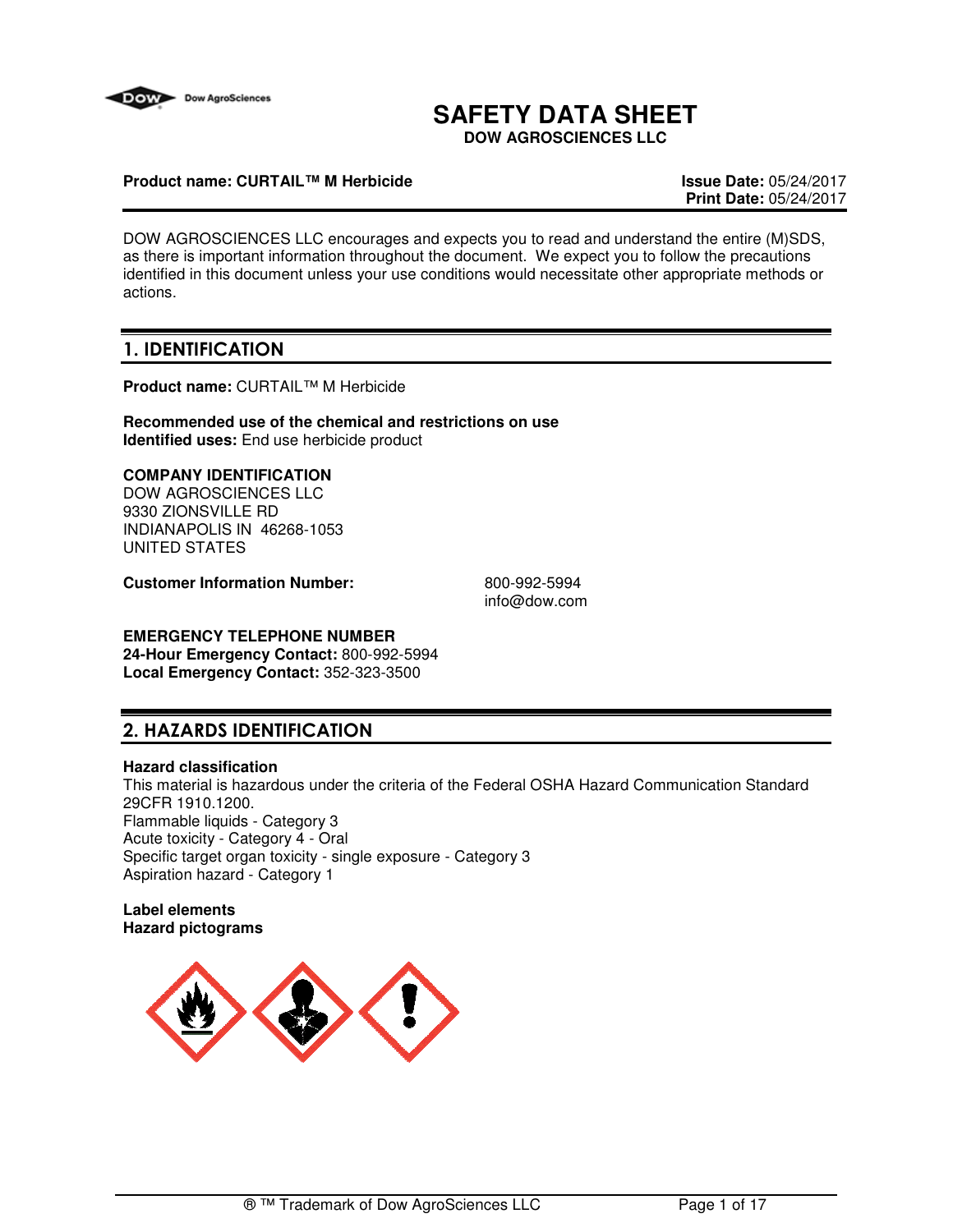# SAFETY DATA SHEET

**DOW AGROSCIENCES LLC**

**Product name: CURTAIL™ M Herbicide**

**Issue Date:** 05/24/2017
**Print Date:** 05/24/2017

DOW AGROSCIENCES LLC encourages and expects you to read and understand the entire (M)SDS, as there is important information throughout the document. We expect you to follow the precautions identified in this document unless your use conditions would necessitate other appropriate methods or actions.

## 1. IDENTIFICATION

**Product name:** CURTAIL™ M Herbicide

**Recommended use of the chemical and restrictions on use**
**Identified uses:** End use herbicide product

**COMPANY IDENTIFICATION**
DOW AGROSCIENCES LLC
9330 ZIONSVILLE RD
INDIANAPOLIS IN 46268-1053
UNITED STATES

**Customer Information Number:** 800-992-5994
info@dow.com

**EMERGENCY TELEPHONE NUMBER**
**24-Hour Emergency Contact:** 800-992-5994
**Local Emergency Contact:** 352-323-3500

## 2. HAZARDS IDENTIFICATION

**Hazard classification**
This material is hazardous under the criteria of the Federal OSHA Hazard Communication Standard 29CFR 1910.1200.
Flammable liquids - Category 3
Acute toxicity - Category 4 - Oral
Specific target organ toxicity - single exposure - Category 3
Aspiration hazard - Category 1

**Label elements**
**Hazard pictograms**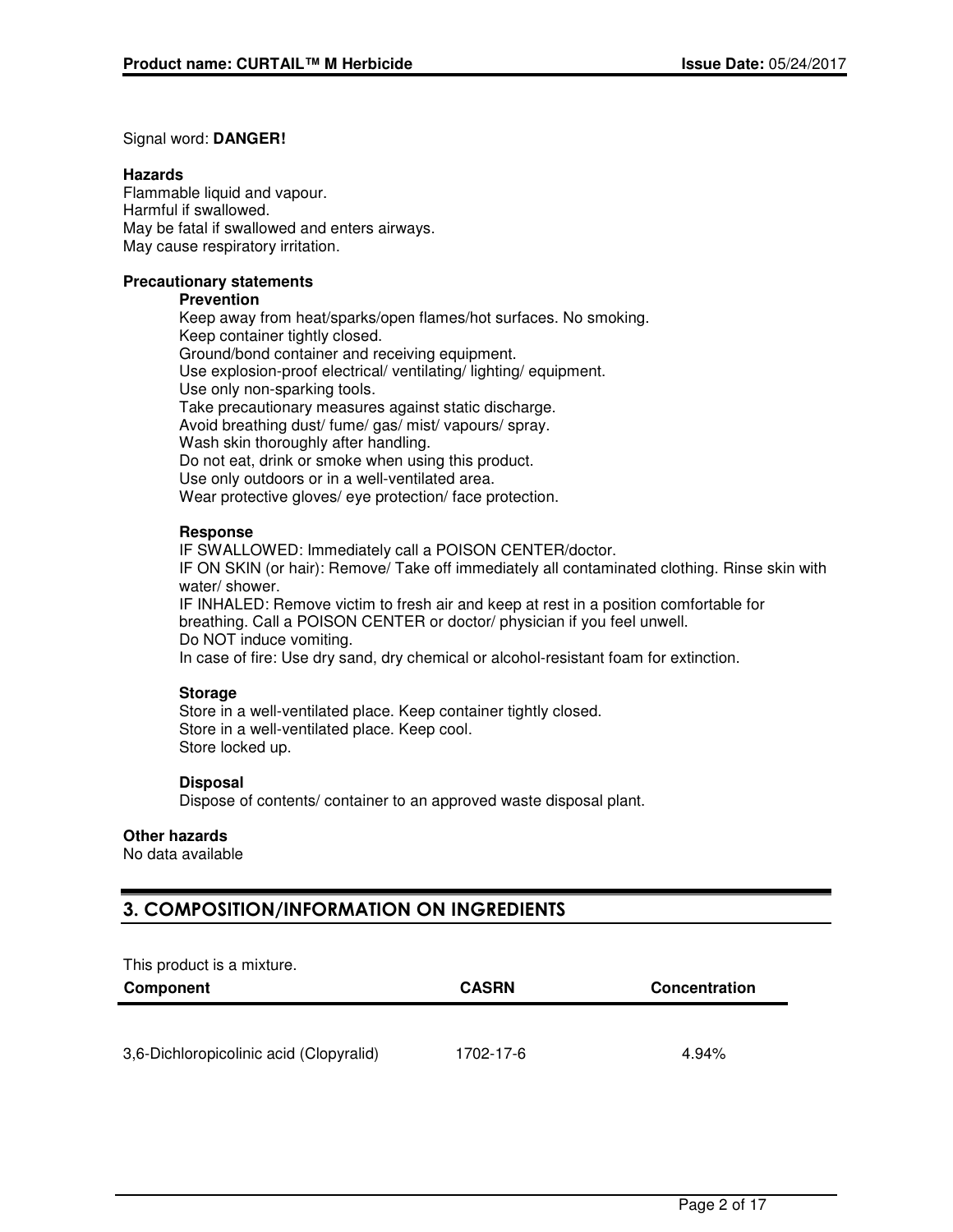Signal word: **DANGER!**

**Hazards**

Flammable liquid and vapour.
Harmful if swallowed.
May be fatal if swallowed and enters airways.
May cause respiratory irritation.

**Precautionary statements**

**Prevention**

Keep away from heat/sparks/open flames/hot surfaces. No smoking.
Keep container tightly closed.
Ground/bond container and receiving equipment.
Use explosion-proof electrical/ ventilating/ lighting/ equipment.
Use only non-sparking tools.
Take precautionary measures against static discharge.
Avoid breathing dust/ fume/ gas/ mist/ vapours/ spray.
Wash skin thoroughly after handling.
Do not eat, drink or smoke when using this product.
Use only outdoors or in a well-ventilated area.
Wear protective gloves/ eye protection/ face protection.

**Response**

IF SWALLOWED: Immediately call a POISON CENTER/doctor.
IF ON SKIN (or hair): Remove/ Take off immediately all contaminated clothing. Rinse skin with water/ shower.
IF INHALED: Remove victim to fresh air and keep at rest in a position comfortable for breathing. Call a POISON CENTER or doctor/ physician if you feel unwell.
Do NOT induce vomiting.
In case of fire: Use dry sand, dry chemical or alcohol-resistant foam for extinction.

**Storage**

Store in a well-ventilated place. Keep container tightly closed.
Store in a well-ventilated place. Keep cool.
Store locked up.

**Disposal**

Dispose of contents/ container to an approved waste disposal plant.

**Other hazards**

No data available

## 3. COMPOSITION/INFORMATION ON INGREDIENTS

This product is a mixture.

| Component | CASRN | Concentration |
|---|---|---|
| 3,6-Dichloropicolinic acid (Clopyralid) | 1702-17-6 | 4.94% |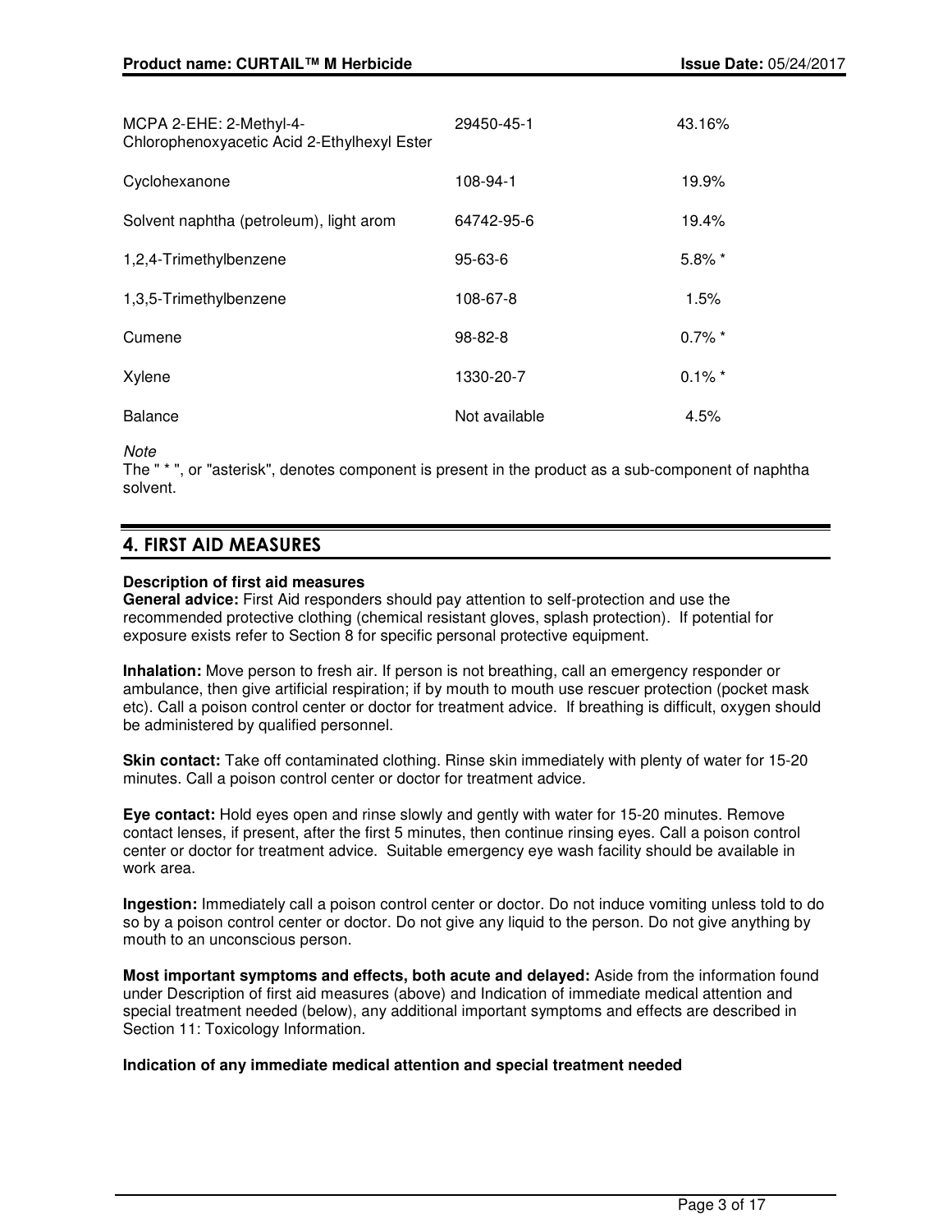| | | |
|---|---|---|
| MCPA 2-EHE: 2-Methyl-4-Chlorophenoxyacetic Acid 2-Ethylhexyl Ester | 29450-45-1 | 43.16% |
| Cyclohexanone | 108-94-1 | 19.9% |
| Solvent naphtha (petroleum), light arom | 64742-95-6 | 19.4% |
| 1,2,4-Trimethylbenzene | 95-63-6 | 5.8% * |
| 1,3,5-Trimethylbenzene | 108-67-8 | 1.5% |
| Cumene | 98-82-8 | 0.7% * |
| Xylene | 1330-20-7 | 0.1% * |
| Balance | Not available | 4.5% |

*Note*
The " * ", or "asterisk", denotes component is present in the product as a sub-component of naphtha solvent.

## 4. FIRST AID MEASURES

**Description of first aid measures**
**General advice:** First Aid responders should pay attention to self-protection and use the recommended protective clothing (chemical resistant gloves, splash protection). If potential for exposure exists refer to Section 8 for specific personal protective equipment.

**Inhalation:** Move person to fresh air. If person is not breathing, call an emergency responder or ambulance, then give artificial respiration; if by mouth to mouth use rescuer protection (pocket mask etc). Call a poison control center or doctor for treatment advice. If breathing is difficult, oxygen should be administered by qualified personnel.

**Skin contact:** Take off contaminated clothing. Rinse skin immediately with plenty of water for 15-20 minutes. Call a poison control center or doctor for treatment advice.

**Eye contact:** Hold eyes open and rinse slowly and gently with water for 15-20 minutes. Remove contact lenses, if present, after the first 5 minutes, then continue rinsing eyes. Call a poison control center or doctor for treatment advice. Suitable emergency eye wash facility should be available in work area.

**Ingestion:** Immediately call a poison control center or doctor. Do not induce vomiting unless told to do so by a poison control center or doctor. Do not give any liquid to the person. Do not give anything by mouth to an unconscious person.

**Most important symptoms and effects, both acute and delayed:** Aside from the information found under Description of first aid measures (above) and Indication of immediate medical attention and special treatment needed (below), any additional important symptoms and effects are described in Section 11: Toxicology Information.

**Indication of any immediate medical attention and special treatment needed**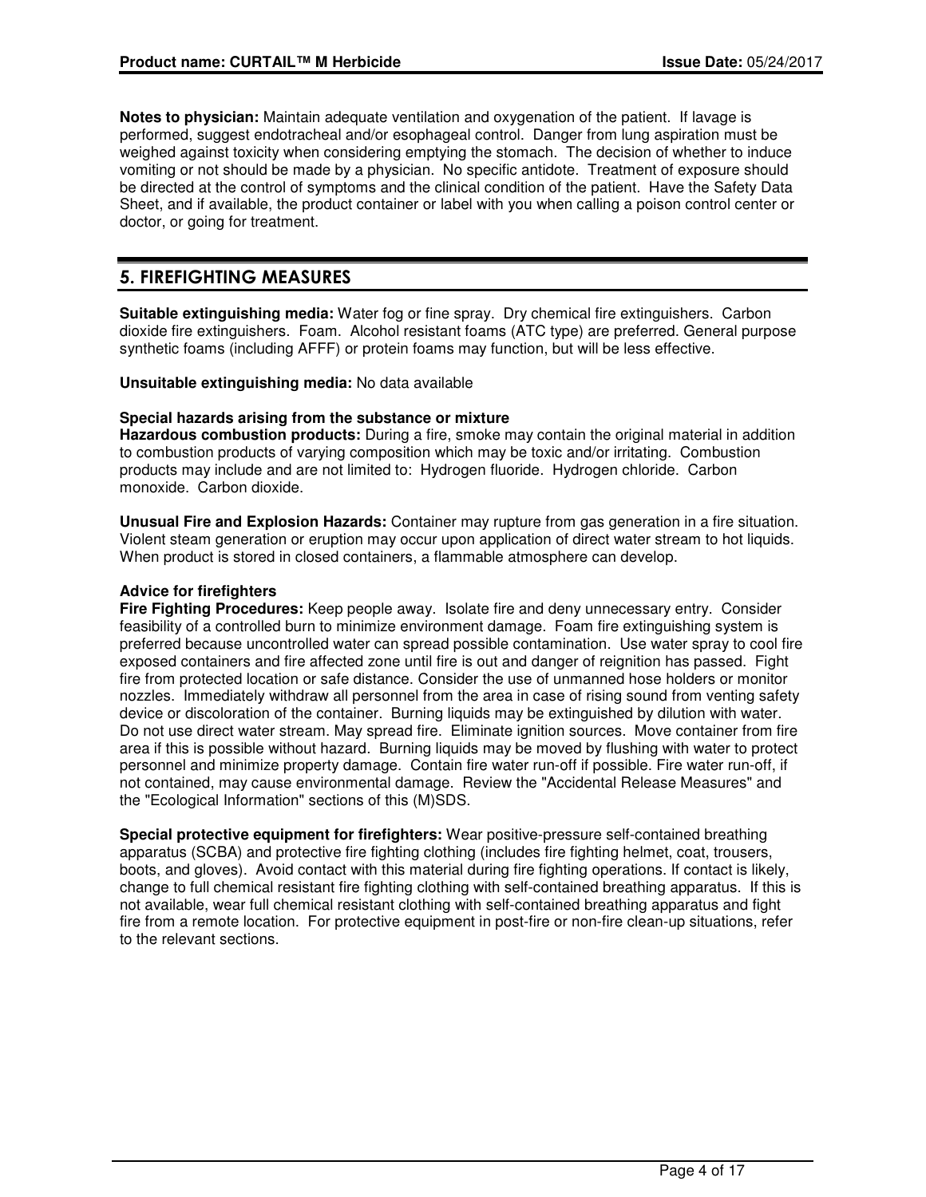**Notes to physician:** Maintain adequate ventilation and oxygenation of the patient. If lavage is performed, suggest endotracheal and/or esophageal control. Danger from lung aspiration must be weighed against toxicity when considering emptying the stomach. The decision of whether to induce vomiting or not should be made by a physician. No specific antidote. Treatment of exposure should be directed at the control of symptoms and the clinical condition of the patient. Have the Safety Data Sheet, and if available, the product container or label with you when calling a poison control center or doctor, or going for treatment.

## 5. FIREFIGHTING MEASURES

**Suitable extinguishing media:** Water fog or fine spray. Dry chemical fire extinguishers. Carbon dioxide fire extinguishers. Foam. Alcohol resistant foams (ATC type) are preferred. General purpose synthetic foams (including AFFF) or protein foams may function, but will be less effective.

**Unsuitable extinguishing media:** No data available

**Special hazards arising from the substance or mixture**

**Hazardous combustion products:** During a fire, smoke may contain the original material in addition to combustion products of varying composition which may be toxic and/or irritating. Combustion products may include and are not limited to: Hydrogen fluoride. Hydrogen chloride. Carbon monoxide. Carbon dioxide.

**Unusual Fire and Explosion Hazards:** Container may rupture from gas generation in a fire situation. Violent steam generation or eruption may occur upon application of direct water stream to hot liquids. When product is stored in closed containers, a flammable atmosphere can develop.

**Advice for firefighters**

**Fire Fighting Procedures:** Keep people away. Isolate fire and deny unnecessary entry. Consider feasibility of a controlled burn to minimize environment damage. Foam fire extinguishing system is preferred because uncontrolled water can spread possible contamination. Use water spray to cool fire exposed containers and fire affected zone until fire is out and danger of reignition has passed. Fight fire from protected location or safe distance. Consider the use of unmanned hose holders or monitor nozzles. Immediately withdraw all personnel from the area in case of rising sound from venting safety device or discoloration of the container. Burning liquids may be extinguished by dilution with water. Do not use direct water stream. May spread fire. Eliminate ignition sources. Move container from fire area if this is possible without hazard. Burning liquids may be moved by flushing with water to protect personnel and minimize property damage. Contain fire water run-off if possible. Fire water run-off, if not contained, may cause environmental damage. Review the "Accidental Release Measures" and the "Ecological Information" sections of this (M)SDS.

**Special protective equipment for firefighters:** Wear positive-pressure self-contained breathing apparatus (SCBA) and protective fire fighting clothing (includes fire fighting helmet, coat, trousers, boots, and gloves). Avoid contact with this material during fire fighting operations. If contact is likely, change to full chemical resistant fire fighting clothing with self-contained breathing apparatus. If this is not available, wear full chemical resistant clothing with self-contained breathing apparatus and fight fire from a remote location. For protective equipment in post-fire or non-fire clean-up situations, refer to the relevant sections.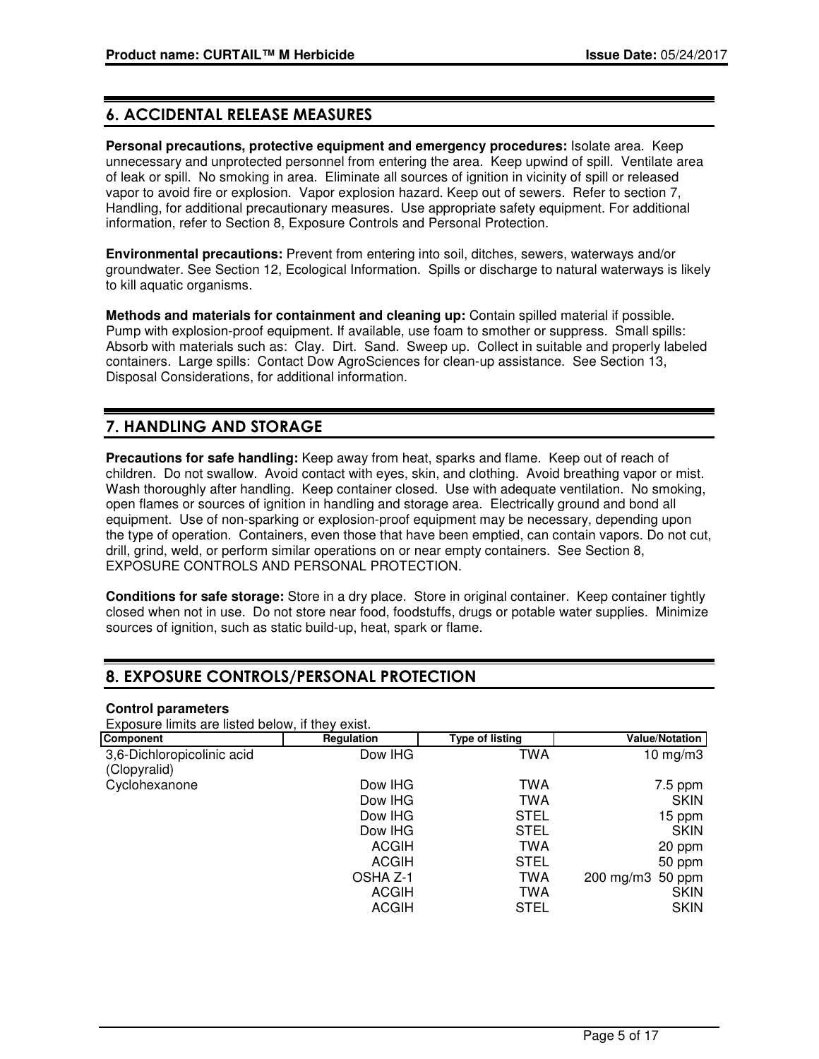## 6. ACCIDENTAL RELEASE MEASURES

**Personal precautions, protective equipment and emergency procedures:** Isolate area. Keep unnecessary and unprotected personnel from entering the area. Keep upwind of spill. Ventilate area of leak or spill. No smoking in area. Eliminate all sources of ignition in vicinity of spill or released vapor to avoid fire or explosion. Vapor explosion hazard. Keep out of sewers. Refer to section 7, Handling, for additional precautionary measures. Use appropriate safety equipment. For additional information, refer to Section 8, Exposure Controls and Personal Protection.

**Environmental precautions:** Prevent from entering into soil, ditches, sewers, waterways and/or groundwater. See Section 12, Ecological Information. Spills or discharge to natural waterways is likely to kill aquatic organisms.

**Methods and materials for containment and cleaning up:** Contain spilled material if possible. Pump with explosion-proof equipment. If available, use foam to smother or suppress. Small spills: Absorb with materials such as: Clay. Dirt. Sand. Sweep up. Collect in suitable and properly labeled containers. Large spills: Contact Dow AgroSciences for clean-up assistance. See Section 13, Disposal Considerations, for additional information.

## 7. HANDLING AND STORAGE

**Precautions for safe handling:** Keep away from heat, sparks and flame. Keep out of reach of children. Do not swallow. Avoid contact with eyes, skin, and clothing. Avoid breathing vapor or mist. Wash thoroughly after handling. Keep container closed. Use with adequate ventilation. No smoking, open flames or sources of ignition in handling and storage area. Electrically ground and bond all equipment. Use of non-sparking or explosion-proof equipment may be necessary, depending upon the type of operation. Containers, even those that have been emptied, can contain vapors. Do not cut, drill, grind, weld, or perform similar operations on or near empty containers. See Section 8, EXPOSURE CONTROLS AND PERSONAL PROTECTION.

**Conditions for safe storage:** Store in a dry place. Store in original container. Keep container tightly closed when not in use. Do not store near food, foodstuffs, drugs or potable water supplies. Minimize sources of ignition, such as static build-up, heat, spark or flame.

## 8. EXPOSURE CONTROLS/PERSONAL PROTECTION

**Control parameters**

Exposure limits are listed below, if they exist.

| Component | Regulation | Type of listing | Value/Notation |
|---|---|---|---|
| 3,6-Dichloropicolinic acid (Clopyralid) | Dow IHG | TWA | 10 mg/m3 |
| Cyclohexanone | Dow IHG | TWA | 7.5 ppm |
| | Dow IHG | TWA | SKIN |
| | Dow IHG | STEL | 15 ppm |
| | Dow IHG | STEL | SKIN |
| | ACGIH | TWA | 20 ppm |
| | ACGIH | STEL | 50 ppm |
| | OSHA Z-1 | TWA | 200 mg/m3 50 ppm |
| | ACGIH | TWA | SKIN |
| | ACGIH | STEL | SKIN |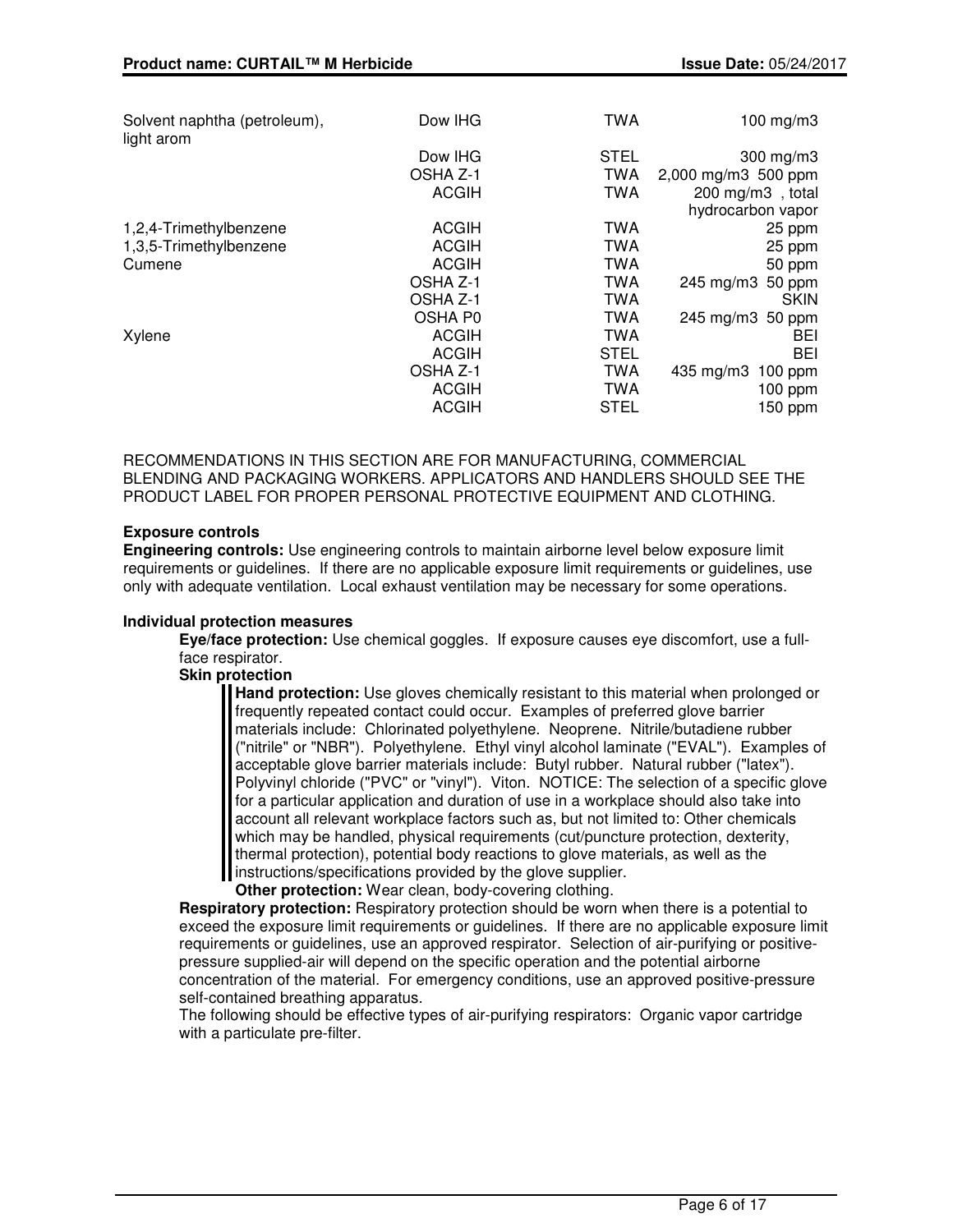| | | | |
|---|---|---|---|
| Solvent naphtha (petroleum), light arom | Dow IHG | TWA | 100 mg/m3 |
| | Dow IHG | STEL | 300 mg/m3 |
| | OSHA Z-1 | TWA | 2,000 mg/m3  500 ppm |
| | ACGIH | TWA | 200 mg/m3  , total hydrocarbon vapor |
| 1,2,4-Trimethylbenzene | ACGIH | TWA | 25 ppm |
| 1,3,5-Trimethylbenzene | ACGIH | TWA | 25 ppm |
| Cumene | ACGIH | TWA | 50 ppm |
| | OSHA Z-1 | TWA | 245 mg/m3  50 ppm |
| | OSHA Z-1 | TWA | SKIN |
| | OSHA P0 | TWA | 245 mg/m3  50 ppm |
| Xylene | ACGIH | TWA | BEI |
| | ACGIH | STEL | BEI |
| | OSHA Z-1 | TWA | 435 mg/m3  100 ppm |
| | ACGIH | TWA | 100 ppm |
| | ACGIH | STEL | 150 ppm |

RECOMMENDATIONS IN THIS SECTION ARE FOR MANUFACTURING, COMMERCIAL BLENDING AND PACKAGING WORKERS. APPLICATORS AND HANDLERS SHOULD SEE THE PRODUCT LABEL FOR PROPER PERSONAL PROTECTIVE EQUIPMENT AND CLOTHING.

**Exposure controls**

**Engineering controls:** Use engineering controls to maintain airborne level below exposure limit requirements or guidelines. If there are no applicable exposure limit requirements or guidelines, use only with adequate ventilation. Local exhaust ventilation may be necessary for some operations.

**Individual protection measures**

**Eye/face protection:** Use chemical goggles. If exposure causes eye discomfort, use a full-face respirator.

**Skin protection**

**Hand protection:** Use gloves chemically resistant to this material when prolonged or frequently repeated contact could occur. Examples of preferred glove barrier materials include: Chlorinated polyethylene. Neoprene. Nitrile/butadiene rubber ("nitrile" or "NBR"). Polyethylene. Ethyl vinyl alcohol laminate ("EVAL"). Examples of acceptable glove barrier materials include: Butyl rubber. Natural rubber ("latex"). Polyvinyl chloride ("PVC" or "vinyl"). Viton. NOTICE: The selection of a specific glove for a particular application and duration of use in a workplace should also take into account all relevant workplace factors such as, but not limited to: Other chemicals which may be handled, physical requirements (cut/puncture protection, dexterity, thermal protection), potential body reactions to glove materials, as well as the instructions/specifications provided by the glove supplier.

**Other protection:** Wear clean, body-covering clothing.

**Respiratory protection:** Respiratory protection should be worn when there is a potential to exceed the exposure limit requirements or guidelines. If there are no applicable exposure limit requirements or guidelines, use an approved respirator. Selection of air-purifying or positive-pressure supplied-air will depend on the specific operation and the potential airborne concentration of the material. For emergency conditions, use an approved positive-pressure self-contained breathing apparatus.

The following should be effective types of air-purifying respirators: Organic vapor cartridge with a particulate pre-filter.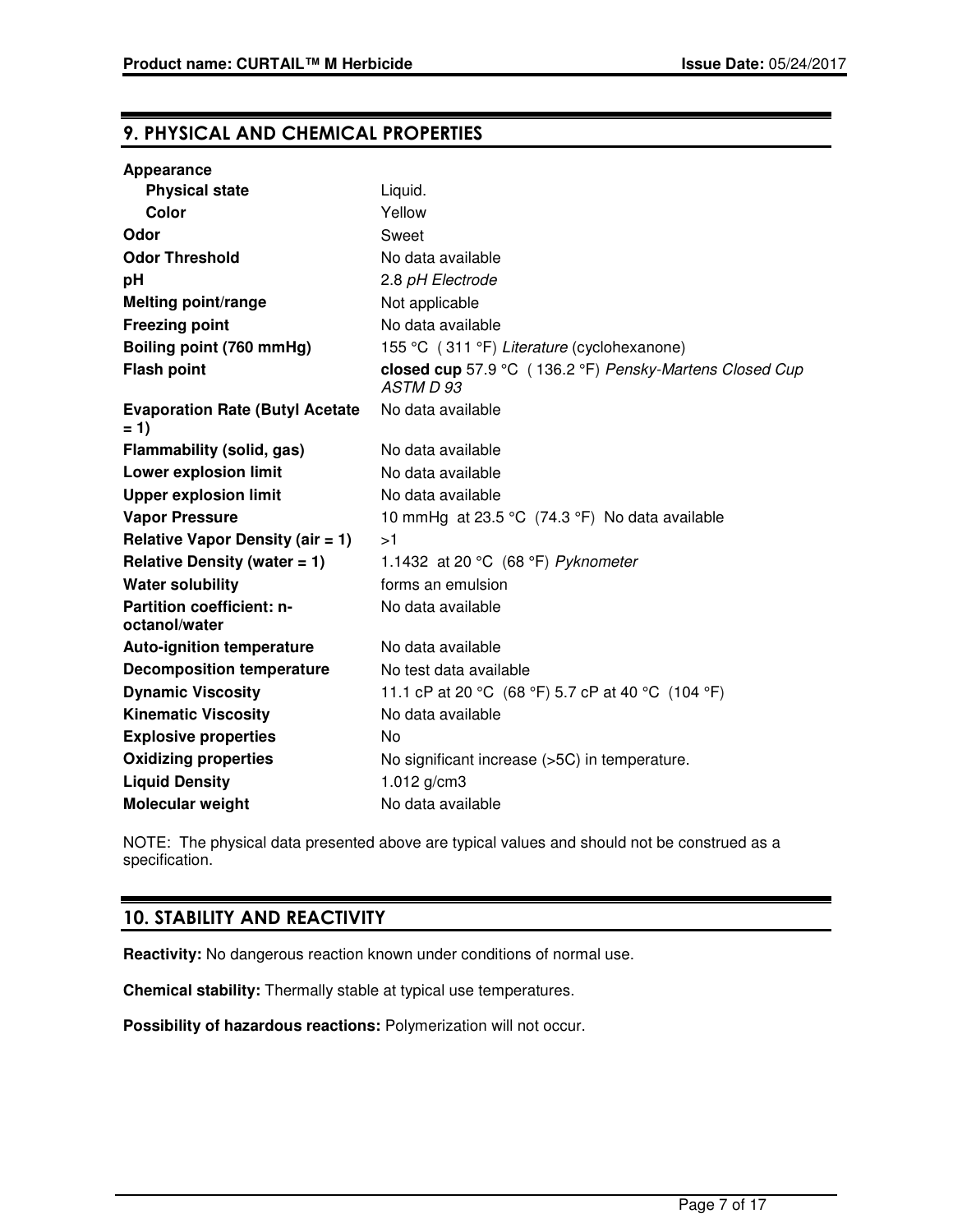## 9. PHYSICAL AND CHEMICAL PROPERTIES

| Property | Value |
|---|---|
| **Appearance** | |
| **Physical state** | Liquid. |
| **Color** | Yellow |
| **Odor** | Sweet |
| **Odor Threshold** | No data available |
| **pH** | 2.8 *pH Electrode* |
| **Melting point/range** | Not applicable |
| **Freezing point** | No data available |
| **Boiling point (760 mmHg)** | 155 °C ( 311 °F) *Literature* (cyclohexanone) |
| **Flash point** | **closed cup** 57.9 °C ( 136.2 °F) *Pensky-Martens Closed Cup ASTM D 93* |
| **Evaporation Rate (Butyl Acetate = 1)** | No data available |
| **Flammability (solid, gas)** | No data available |
| **Lower explosion limit** | No data available |
| **Upper explosion limit** | No data available |
| **Vapor Pressure** | 10 mmHg at 23.5 °C (74.3 °F) No data available |
| **Relative Vapor Density (air = 1)** | >1 |
| **Relative Density (water = 1)** | 1.1432 at 20 °C (68 °F) *Pyknometer* |
| **Water solubility** | forms an emulsion |
| **Partition coefficient: n-octanol/water** | No data available |
| **Auto-ignition temperature** | No data available |
| **Decomposition temperature** | No test data available |
| **Dynamic Viscosity** | 11.1 cP at 20 °C (68 °F) 5.7 cP at 40 °C (104 °F) |
| **Kinematic Viscosity** | No data available |
| **Explosive properties** | No |
| **Oxidizing properties** | No significant increase (>5C) in temperature. |
| **Liquid Density** | 1.012 g/cm3 |
| **Molecular weight** | No data available |

NOTE: The physical data presented above are typical values and should not be construed as a specification.

## 10. STABILITY AND REACTIVITY

**Reactivity:** No dangerous reaction known under conditions of normal use.

**Chemical stability:** Thermally stable at typical use temperatures.

**Possibility of hazardous reactions:** Polymerization will not occur.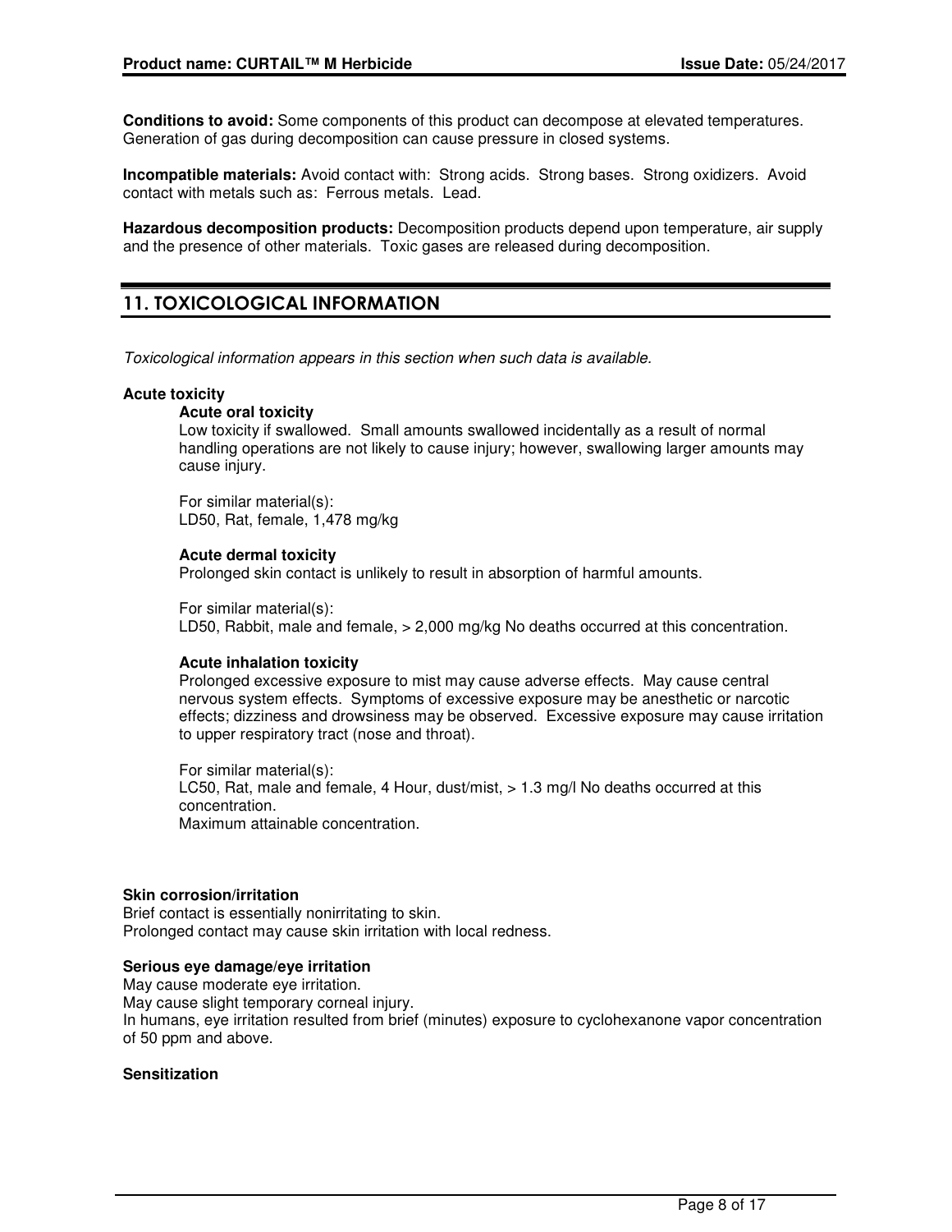**Conditions to avoid:** Some components of this product can decompose at elevated temperatures. Generation of gas during decomposition can cause pressure in closed systems.

**Incompatible materials:** Avoid contact with: Strong acids. Strong bases. Strong oxidizers. Avoid contact with metals such as: Ferrous metals. Lead.

**Hazardous decomposition products:** Decomposition products depend upon temperature, air supply and the presence of other materials. Toxic gases are released during decomposition.

## 11. TOXICOLOGICAL INFORMATION

*Toxicological information appears in this section when such data is available.*

**Acute toxicity**

**Acute oral toxicity**

Low toxicity if swallowed. Small amounts swallowed incidentally as a result of normal handling operations are not likely to cause injury; however, swallowing larger amounts may cause injury.

For similar material(s):
LD50, Rat, female, 1,478 mg/kg

**Acute dermal toxicity**

Prolonged skin contact is unlikely to result in absorption of harmful amounts.

For similar material(s):
LD50, Rabbit, male and female, > 2,000 mg/kg No deaths occurred at this concentration.

**Acute inhalation toxicity**

Prolonged excessive exposure to mist may cause adverse effects. May cause central nervous system effects. Symptoms of excessive exposure may be anesthetic or narcotic effects; dizziness and drowsiness may be observed. Excessive exposure may cause irritation to upper respiratory tract (nose and throat).

For similar material(s):
LC50, Rat, male and female, 4 Hour, dust/mist, > 1.3 mg/l No deaths occurred at this concentration.
Maximum attainable concentration.

**Skin corrosion/irritation**

Brief contact is essentially nonirritating to skin.
Prolonged contact may cause skin irritation with local redness.

**Serious eye damage/eye irritation**

May cause moderate eye irritation.
May cause slight temporary corneal injury.
In humans, eye irritation resulted from brief (minutes) exposure to cyclohexanone vapor concentration of 50 ppm and above.

**Sensitization**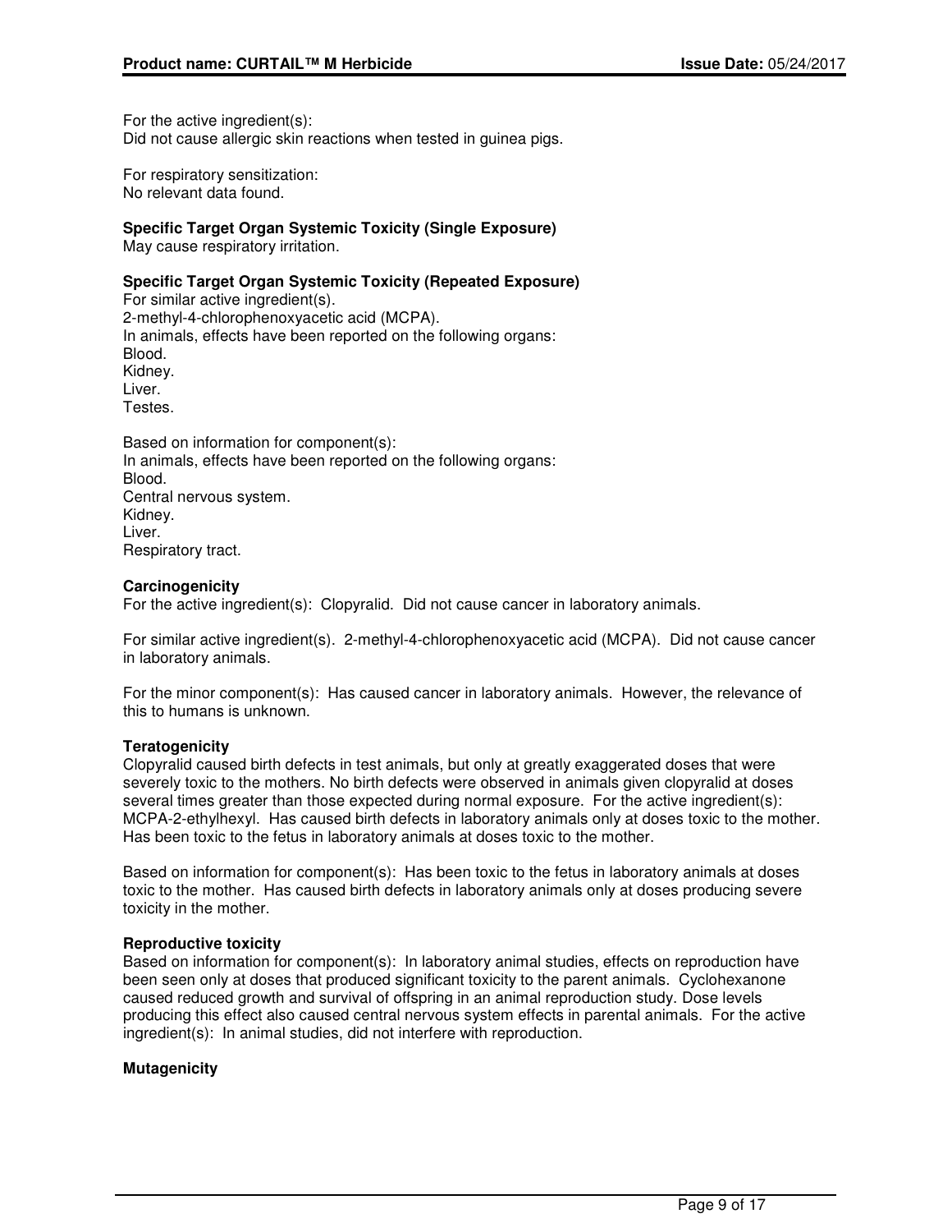For the active ingredient(s):
Did not cause allergic skin reactions when tested in guinea pigs.

For respiratory sensitization:
No relevant data found.

**Specific Target Organ Systemic Toxicity (Single Exposure)**
May cause respiratory irritation.

**Specific Target Organ Systemic Toxicity (Repeated Exposure)**
For similar active ingredient(s).
2-methyl-4-chlorophenoxyacetic acid (MCPA).
In animals, effects have been reported on the following organs:
Blood.
Kidney.
Liver.
Testes.

Based on information for component(s):
In animals, effects have been reported on the following organs:
Blood.
Central nervous system.
Kidney.
Liver.
Respiratory tract.

**Carcinogenicity**
For the active ingredient(s): Clopyralid. Did not cause cancer in laboratory animals.

For similar active ingredient(s). 2-methyl-4-chlorophenoxyacetic acid (MCPA). Did not cause cancer in laboratory animals.

For the minor component(s): Has caused cancer in laboratory animals. However, the relevance of this to humans is unknown.

**Teratogenicity**
Clopyralid caused birth defects in test animals, but only at greatly exaggerated doses that were severely toxic to the mothers. No birth defects were observed in animals given clopyralid at doses several times greater than those expected during normal exposure. For the active ingredient(s): MCPA-2-ethylhexyl. Has caused birth defects in laboratory animals only at doses toxic to the mother. Has been toxic to the fetus in laboratory animals at doses toxic to the mother.

Based on information for component(s): Has been toxic to the fetus in laboratory animals at doses toxic to the mother. Has caused birth defects in laboratory animals only at doses producing severe toxicity in the mother.

**Reproductive toxicity**
Based on information for component(s): In laboratory animal studies, effects on reproduction have been seen only at doses that produced significant toxicity to the parent animals. Cyclohexanone caused reduced growth and survival of offspring in an animal reproduction study. Dose levels producing this effect also caused central nervous system effects in parental animals. For the active ingredient(s): In animal studies, did not interfere with reproduction.

**Mutagenicity**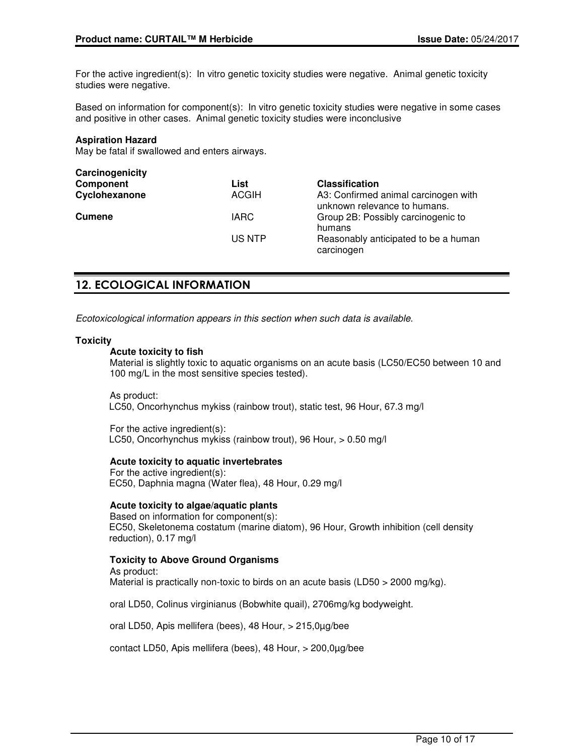For the active ingredient(s): In vitro genetic toxicity studies were negative. Animal genetic toxicity studies were negative.

Based on information for component(s): In vitro genetic toxicity studies were negative in some cases and positive in other cases. Animal genetic toxicity studies were inconclusive

**Aspiration Hazard**
May be fatal if swallowed and enters airways.

**Carcinogenicity**

| **Component** | **List** | **Classification** |
|---|---|---|
| **Cyclohexanone** | ACGIH | A3: Confirmed animal carcinogen with unknown relevance to humans. |
| **Cumene** | IARC | Group 2B: Possibly carcinogenic to humans |
| | US NTP | Reasonably anticipated to be a human carcinogen |

## 12. ECOLOGICAL INFORMATION

*Ecotoxicological information appears in this section when such data is available.*

**Toxicity**

**Acute toxicity to fish**
Material is slightly toxic to aquatic organisms on an acute basis (LC50/EC50 between 10 and 100 mg/L in the most sensitive species tested).

As product:
LC50, Oncorhynchus mykiss (rainbow trout), static test, 96 Hour, 67.3 mg/l

For the active ingredient(s):
LC50, Oncorhynchus mykiss (rainbow trout), 96 Hour, > 0.50 mg/l

**Acute toxicity to aquatic invertebrates**
For the active ingredient(s):
EC50, Daphnia magna (Water flea), 48 Hour, 0.29 mg/l

**Acute toxicity to algae/aquatic plants**
Based on information for component(s):
EC50, Skeletonema costatum (marine diatom), 96 Hour, Growth inhibition (cell density reduction), 0.17 mg/l

**Toxicity to Above Ground Organisms**
As product:
Material is practically non-toxic to birds on an acute basis (LD50 > 2000 mg/kg).

oral LD50, Colinus virginianus (Bobwhite quail), 2706mg/kg bodyweight.

oral LD50, Apis mellifera (bees), 48 Hour, > 215,0µg/bee

contact LD50, Apis mellifera (bees), 48 Hour, > 200,0µg/bee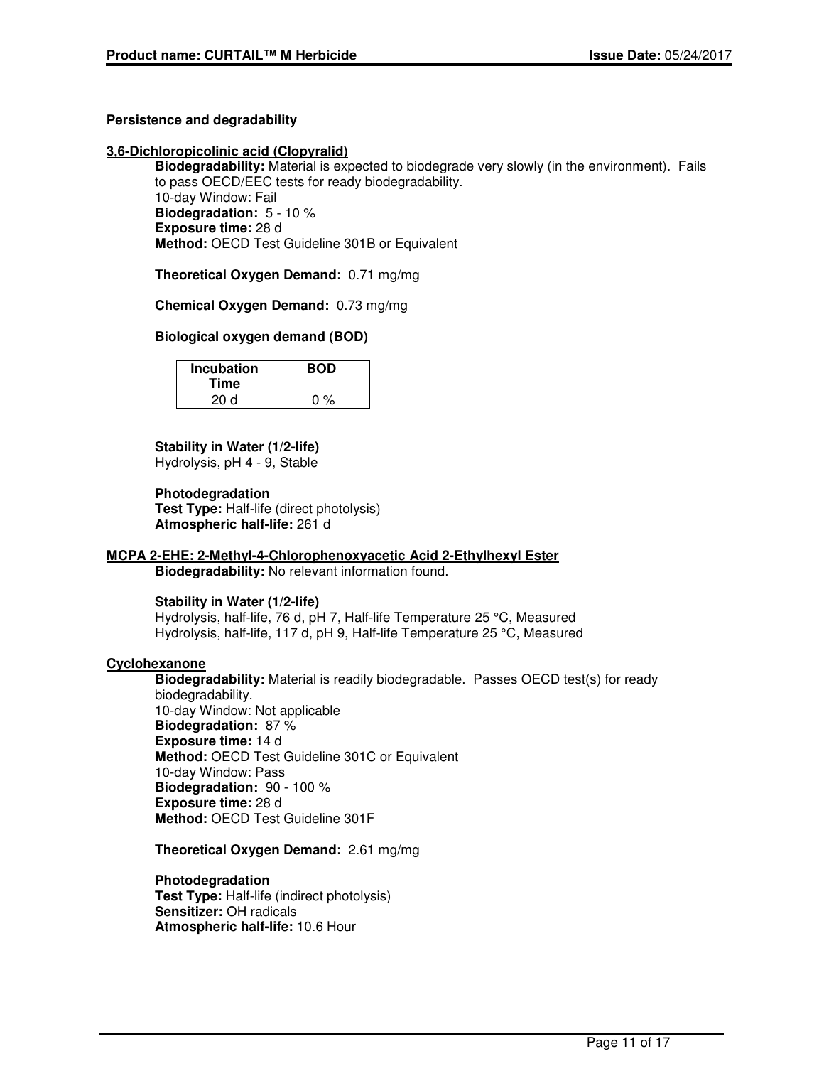### Persistence and degradability

**3,6-Dichloropicolinic acid (Clopyralid)**

**Biodegradability:** Material is expected to biodegrade very slowly (in the environment). Fails to pass OECD/EEC tests for ready biodegradability.
10-day Window: Fail
**Biodegradation:** 5 - 10 %
**Exposure time:** 28 d
**Method:** OECD Test Guideline 301B or Equivalent

**Theoretical Oxygen Demand:** 0.71 mg/mg

**Chemical Oxygen Demand:** 0.73 mg/mg

**Biological oxygen demand (BOD)**

| Incubation Time | BOD |
|---|---|
| 20 d | 0 % |

**Stability in Water (1/2-life)**
Hydrolysis, pH 4 - 9, Stable

**Photodegradation**
**Test Type:** Half-life (direct photolysis)
**Atmospheric half-life:** 261 d

**MCPA 2-EHE: 2-Methyl-4-Chlorophenoxyacetic Acid 2-Ethylhexyl Ester**

**Biodegradability:** No relevant information found.

**Stability in Water (1/2-life)**
Hydrolysis, half-life, 76 d, pH 7, Half-life Temperature 25 °C, Measured
Hydrolysis, half-life, 117 d, pH 9, Half-life Temperature 25 °C, Measured

**Cyclohexanone**

**Biodegradability:** Material is readily biodegradable. Passes OECD test(s) for ready biodegradability.
10-day Window: Not applicable
**Biodegradation:** 87 %
**Exposure time:** 14 d
**Method:** OECD Test Guideline 301C or Equivalent
10-day Window: Pass
**Biodegradation:** 90 - 100 %
**Exposure time:** 28 d
**Method:** OECD Test Guideline 301F

**Theoretical Oxygen Demand:** 2.61 mg/mg

**Photodegradation**
**Test Type:** Half-life (indirect photolysis)
**Sensitizer:** OH radicals
**Atmospheric half-life:** 10.6 Hour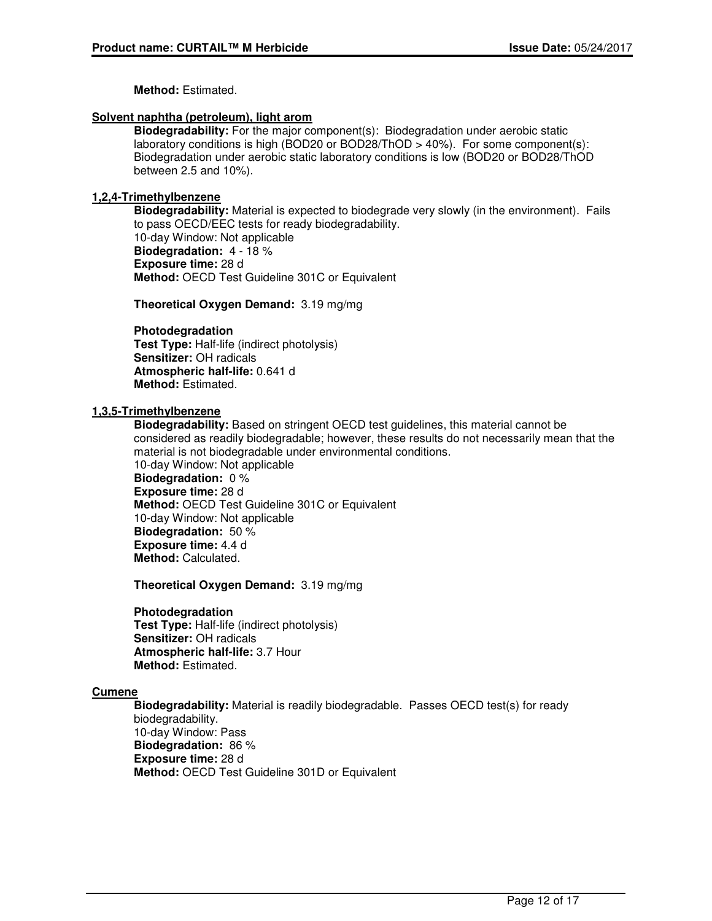**Method:** Estimated.

**Solvent naphtha (petroleum), light arom**

**Biodegradability:** For the major component(s): Biodegradation under aerobic static laboratory conditions is high (BOD20 or BOD28/ThOD > 40%). For some component(s): Biodegradation under aerobic static laboratory conditions is low (BOD20 or BOD28/ThOD between 2.5 and 10%).

**1,2,4-Trimethylbenzene**

**Biodegradability:** Material is expected to biodegrade very slowly (in the environment). Fails to pass OECD/EEC tests for ready biodegradability.
10-day Window: Not applicable
**Biodegradation:** 4 - 18 %
**Exposure time:** 28 d
**Method:** OECD Test Guideline 301C or Equivalent

**Theoretical Oxygen Demand:** 3.19 mg/mg

**Photodegradation**
**Test Type:** Half-life (indirect photolysis)
**Sensitizer:** OH radicals
**Atmospheric half-life:** 0.641 d
**Method:** Estimated.

**1,3,5-Trimethylbenzene**

**Biodegradability:** Based on stringent OECD test guidelines, this material cannot be considered as readily biodegradable; however, these results do not necessarily mean that the material is not biodegradable under environmental conditions.
10-day Window: Not applicable
**Biodegradation:** 0 %
**Exposure time:** 28 d
**Method:** OECD Test Guideline 301C or Equivalent
10-day Window: Not applicable
**Biodegradation:** 50 %
**Exposure time:** 4.4 d
**Method:** Calculated.

**Theoretical Oxygen Demand:** 3.19 mg/mg

**Photodegradation**
**Test Type:** Half-life (indirect photolysis)
**Sensitizer:** OH radicals
**Atmospheric half-life:** 3.7 Hour
**Method:** Estimated.

**Cumene**

**Biodegradability:** Material is readily biodegradable. Passes OECD test(s) for ready biodegradability.
10-day Window: Pass
**Biodegradation:** 86 %
**Exposure time:** 28 d
**Method:** OECD Test Guideline 301D or Equivalent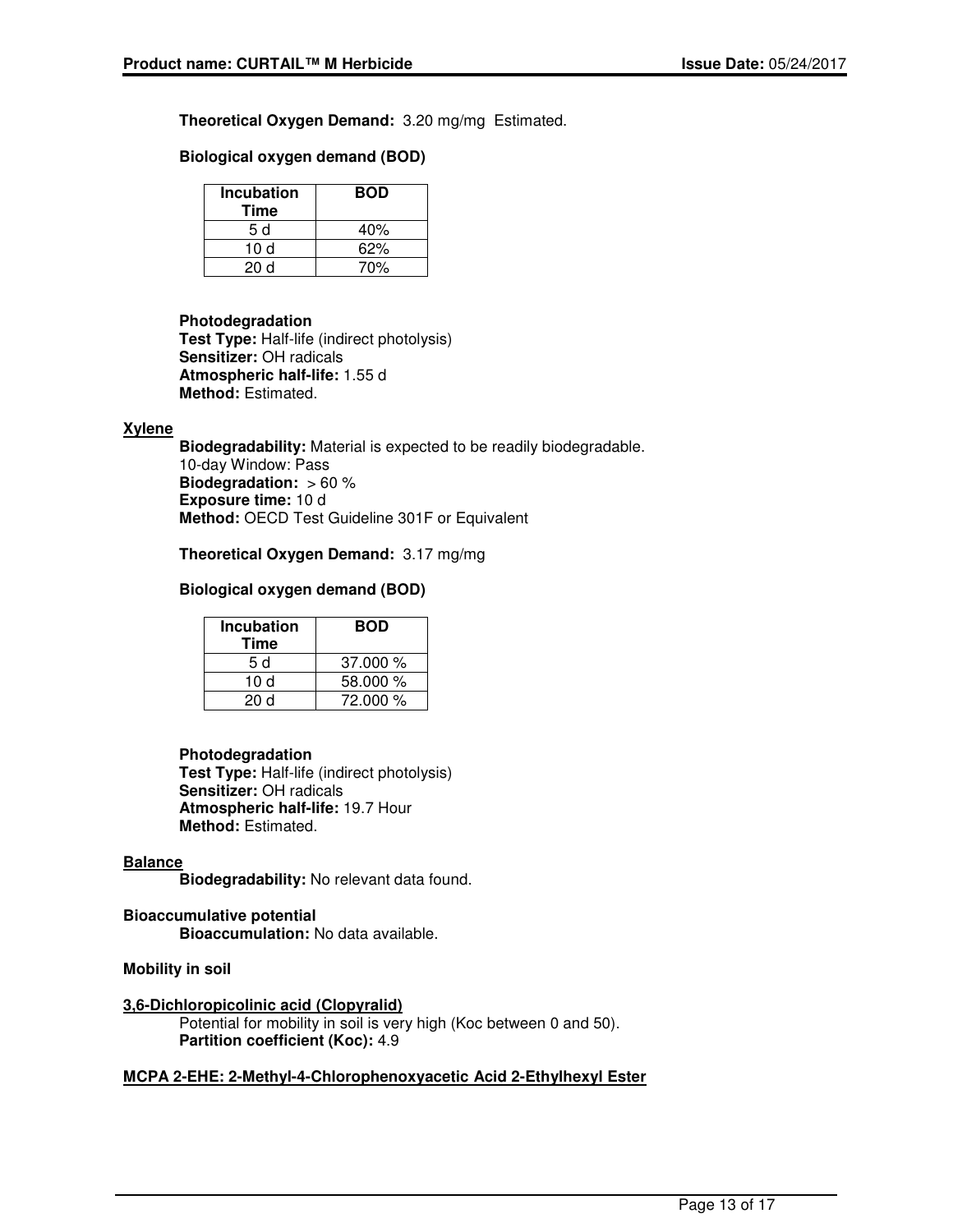**Theoretical Oxygen Demand:** 3.20 mg/mg Estimated.

**Biological oxygen demand (BOD)**

| Incubation Time | BOD |
|---|---|
| 5 d | 40% |
| 10 d | 62% |
| 20 d | 70% |

**Photodegradation**
**Test Type:** Half-life (indirect photolysis)
**Sensitizer:** OH radicals
**Atmospheric half-life:** 1.55 d
**Method:** Estimated.

**Xylene**

**Biodegradability:** Material is expected to be readily biodegradable.
10-day Window: Pass
**Biodegradation:** > 60 %
**Exposure time:** 10 d
**Method:** OECD Test Guideline 301F or Equivalent

**Theoretical Oxygen Demand:** 3.17 mg/mg

**Biological oxygen demand (BOD)**

| Incubation Time | BOD |
|---|---|
| 5 d | 37.000 % |
| 10 d | 58.000 % |
| 20 d | 72.000 % |

**Photodegradation**
**Test Type:** Half-life (indirect photolysis)
**Sensitizer:** OH radicals
**Atmospheric half-life:** 19.7 Hour
**Method:** Estimated.

**Balance**

**Biodegradability:** No relevant data found.

**Bioaccumulative potential**

**Bioaccumulation:** No data available.

**Mobility in soil**

**3,6-Dichloropicolinic acid (Clopyralid)**

Potential for mobility in soil is very high (Koc between 0 and 50).
**Partition coefficient (Koc):** 4.9

**MCPA 2-EHE: 2-Methyl-4-Chlorophenoxyacetic Acid 2-Ethylhexyl Ester**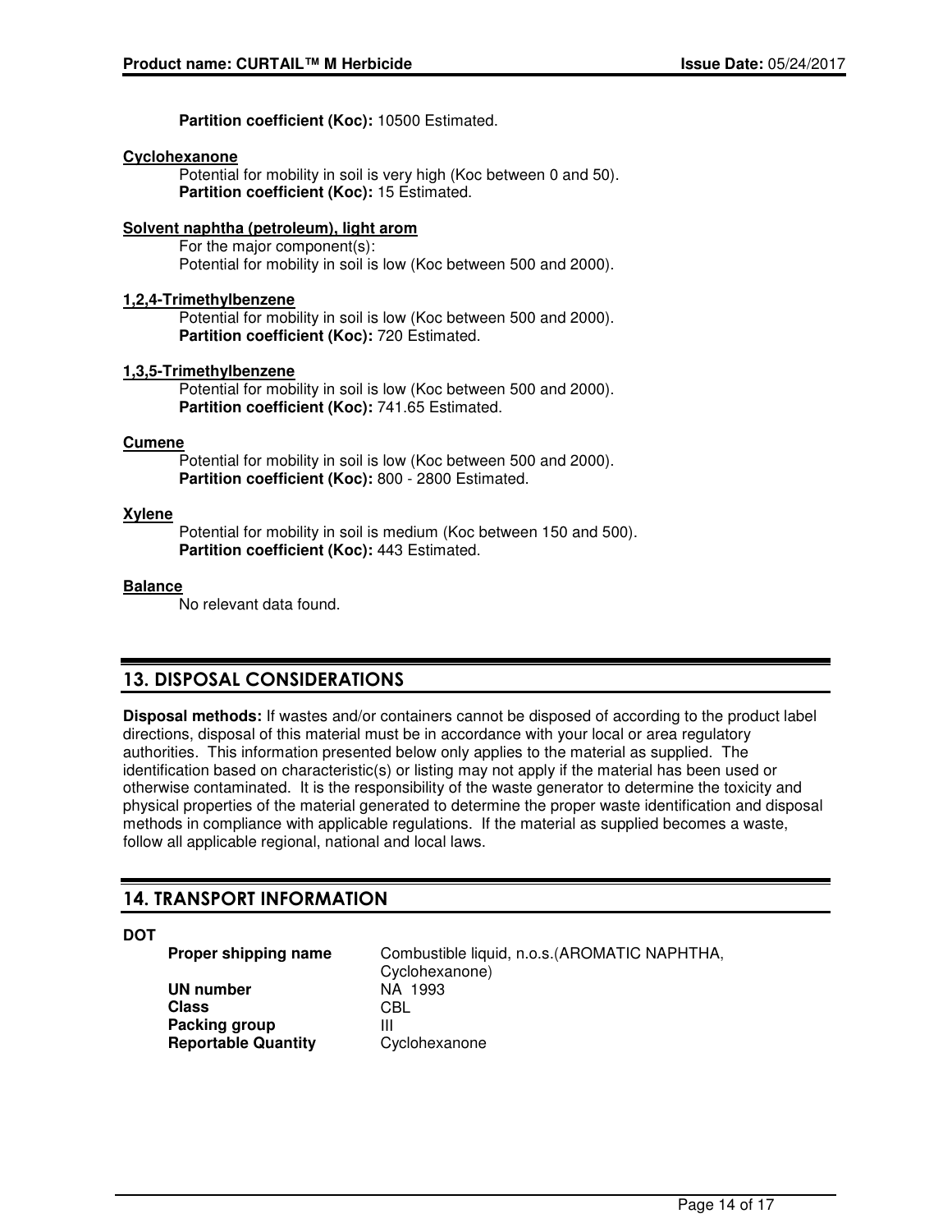**Partition coefficient (Koc):** 10500 Estimated.

**Cyclohexanone**

Potential for mobility in soil is very high (Koc between 0 and 50).
**Partition coefficient (Koc):** 15 Estimated.

**Solvent naphtha (petroleum), light arom**

For the major component(s):
Potential for mobility in soil is low (Koc between 500 and 2000).

**1,2,4-Trimethylbenzene**

Potential for mobility in soil is low (Koc between 500 and 2000).
**Partition coefficient (Koc):** 720 Estimated.

**1,3,5-Trimethylbenzene**

Potential for mobility in soil is low (Koc between 500 and 2000).
**Partition coefficient (Koc):** 741.65 Estimated.

**Cumene**

Potential for mobility in soil is low (Koc between 500 and 2000).
**Partition coefficient (Koc):** 800 - 2800 Estimated.

**Xylene**

Potential for mobility in soil is medium (Koc between 150 and 500).
**Partition coefficient (Koc):** 443 Estimated.

**Balance**

No relevant data found.

## 13. DISPOSAL CONSIDERATIONS

**Disposal methods:** If wastes and/or containers cannot be disposed of according to the product label directions, disposal of this material must be in accordance with your local or area regulatory authorities. This information presented below only applies to the material as supplied. The identification based on characteristic(s) or listing may not apply if the material has been used or otherwise contaminated. It is the responsibility of the waste generator to determine the toxicity and physical properties of the material generated to determine the proper waste identification and disposal methods in compliance with applicable regulations. If the material as supplied becomes a waste, follow all applicable regional, national and local laws.

## 14. TRANSPORT INFORMATION

**DOT**

| | |
|---|---|
| **Proper shipping name** | Combustible liquid, n.o.s.(AROMATIC NAPHTHA, Cyclohexanone) |
| **UN number** | NA 1993 |
| **Class** | CBL |
| **Packing group** | III |
| **Reportable Quantity** | Cyclohexanone |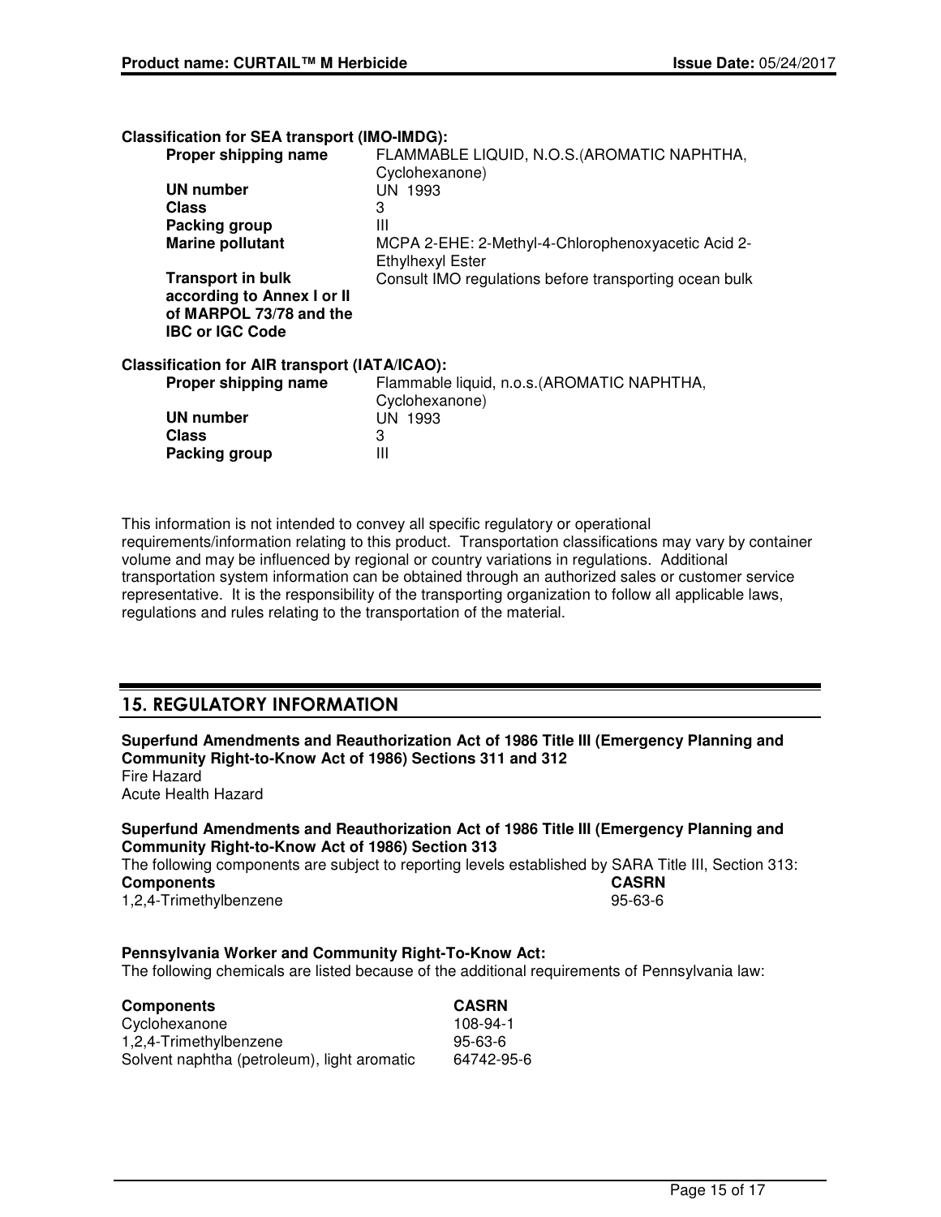**Classification for SEA transport (IMO-IMDG):**

| | |
|---|---|
| **Proper shipping name** | FLAMMABLE LIQUID, N.O.S.(AROMATIC NAPHTHA, Cyclohexanone) |
| **UN number** | UN 1993 |
| **Class** | 3 |
| **Packing group** | III |
| **Marine pollutant** | MCPA 2-EHE: 2-Methyl-4-Chlorophenoxyacetic Acid 2-Ethylhexyl Ester |
| **Transport in bulk according to Annex I or II of MARPOL 73/78 and the IBC or IGC Code** | Consult IMO regulations before transporting ocean bulk |

**Classification for AIR transport (IATA/ICAO):**

| | |
|---|---|
| **Proper shipping name** | Flammable liquid, n.o.s.(AROMATIC NAPHTHA, Cyclohexanone) |
| **UN number** | UN 1993 |
| **Class** | 3 |
| **Packing group** | III |

This information is not intended to convey all specific regulatory or operational requirements/information relating to this product. Transportation classifications may vary by container volume and may be influenced by regional or country variations in regulations. Additional transportation system information can be obtained through an authorized sales or customer service representative. It is the responsibility of the transporting organization to follow all applicable laws, regulations and rules relating to the transportation of the material.

## 15. REGULATORY INFORMATION

**Superfund Amendments and Reauthorization Act of 1986 Title III (Emergency Planning and Community Right-to-Know Act of 1986) Sections 311 and 312**

Fire Hazard
Acute Health Hazard

**Superfund Amendments and Reauthorization Act of 1986 Title III (Emergency Planning and Community Right-to-Know Act of 1986) Section 313**

The following components are subject to reporting levels established by SARA Title III, Section 313:

| **Components** | **CASRN** |
|---|---|
| 1,2,4-Trimethylbenzene | 95-63-6 |

**Pennsylvania Worker and Community Right-To-Know Act:**

The following chemicals are listed because of the additional requirements of Pennsylvania law:

| **Components** | **CASRN** |
|---|---|
| Cyclohexanone | 108-94-1 |
| 1,2,4-Trimethylbenzene | 95-63-6 |
| Solvent naphtha (petroleum), light aromatic | 64742-95-6 |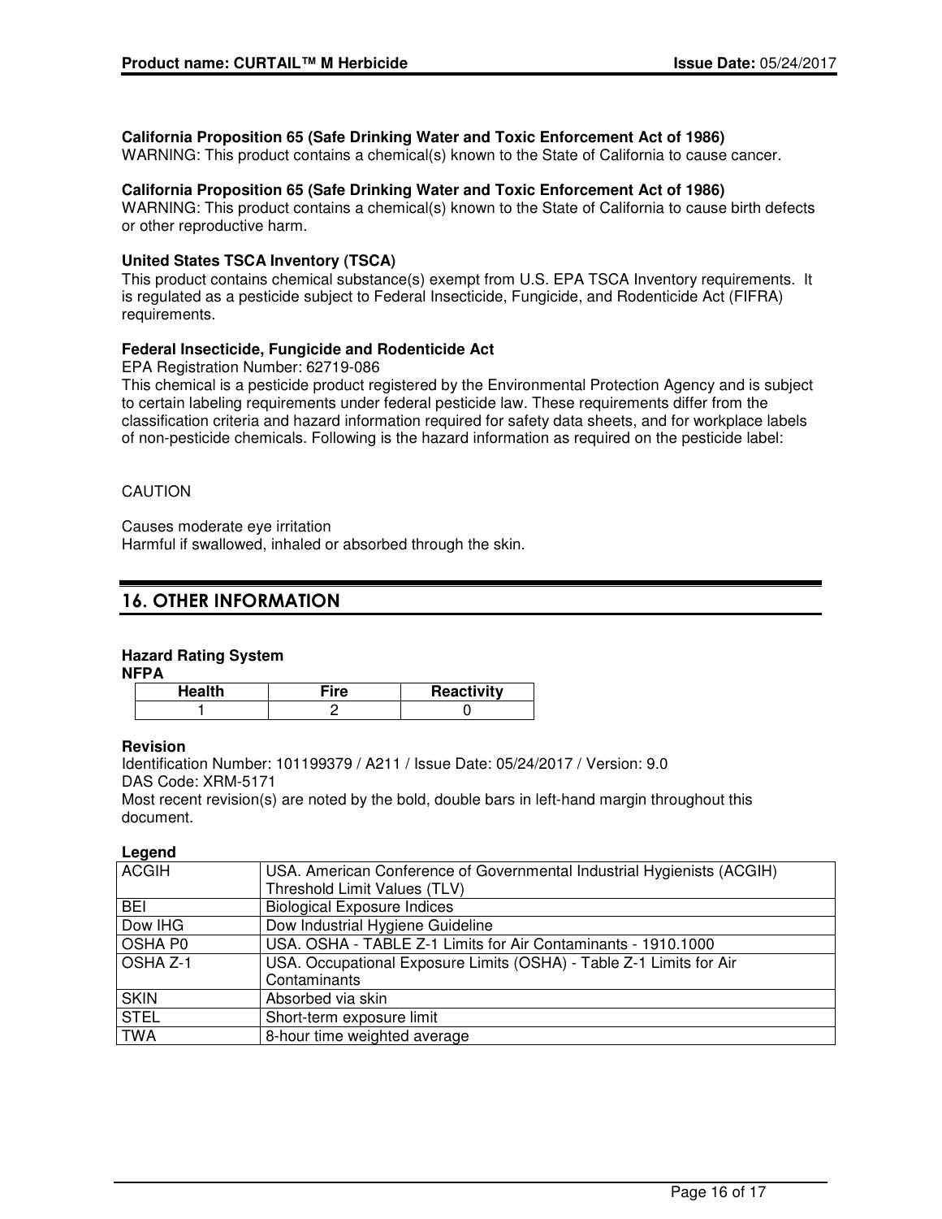**California Proposition 65 (Safe Drinking Water and Toxic Enforcement Act of 1986)**
WARNING: This product contains a chemical(s) known to the State of California to cause cancer.

**California Proposition 65 (Safe Drinking Water and Toxic Enforcement Act of 1986)**
WARNING: This product contains a chemical(s) known to the State of California to cause birth defects or other reproductive harm.

**United States TSCA Inventory (TSCA)**
This product contains chemical substance(s) exempt from U.S. EPA TSCA Inventory requirements. It is regulated as a pesticide subject to Federal Insecticide, Fungicide, and Rodenticide Act (FIFRA) requirements.

**Federal Insecticide, Fungicide and Rodenticide Act**
EPA Registration Number: 62719-086
This chemical is a pesticide product registered by the Environmental Protection Agency and is subject to certain labeling requirements under federal pesticide law. These requirements differ from the classification criteria and hazard information required for safety data sheets, and for workplace labels of non-pesticide chemicals. Following is the hazard information as required on the pesticide label:

CAUTION

Causes moderate eye irritation
Harmful if swallowed, inhaled or absorbed through the skin.

## 16. OTHER INFORMATION

**Hazard Rating System**
**NFPA**

| Health | Fire | Reactivity |
|---|---|---|
| 1 | 2 | 0 |

**Revision**
Identification Number: 101199379 / A211 / Issue Date: 05/24/2017 / Version: 9.0
DAS Code: XRM-5171
Most recent revision(s) are noted by the bold, double bars in left-hand margin throughout this document.

**Legend**

| | |
|---|---|
| ACGIH | USA. American Conference of Governmental Industrial Hygienists (ACGIH) Threshold Limit Values (TLV) |
| BEI | Biological Exposure Indices |
| Dow IHG | Dow Industrial Hygiene Guideline |
| OSHA P0 | USA. OSHA - TABLE Z-1 Limits for Air Contaminants - 1910.1000 |
| OSHA Z-1 | USA. Occupational Exposure Limits (OSHA) - Table Z-1 Limits for Air Contaminants |
| SKIN | Absorbed via skin |
| STEL | Short-term exposure limit |
| TWA | 8-hour time weighted average |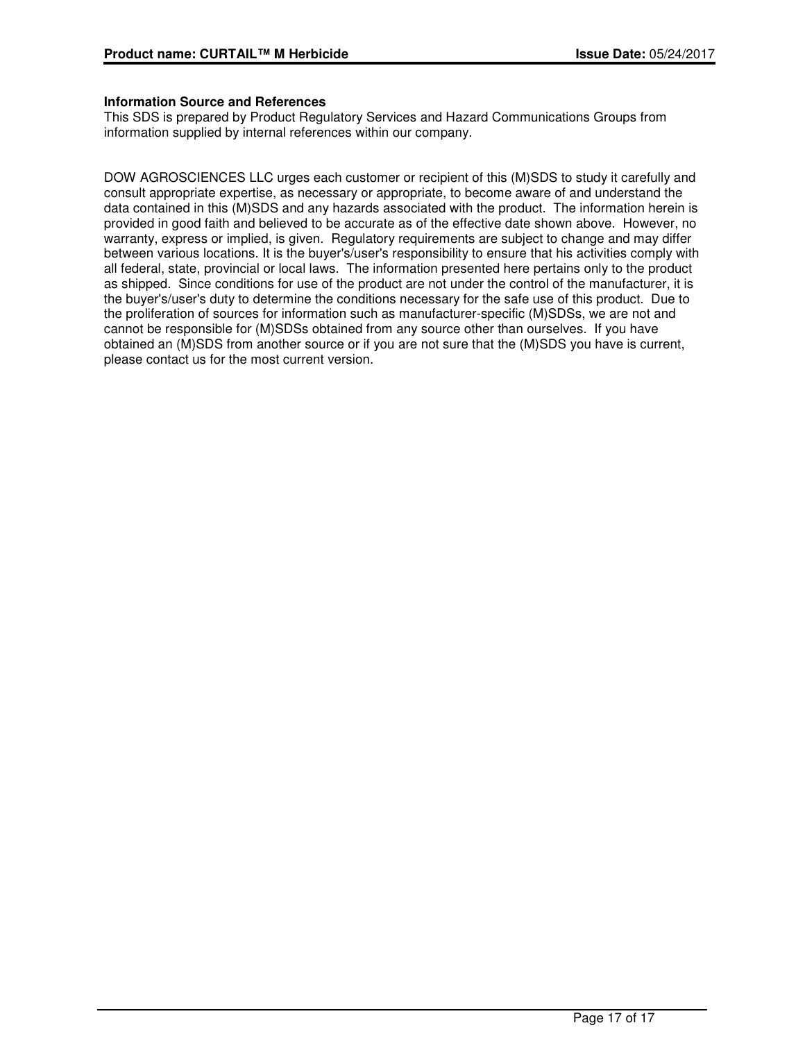**Information Source and References**

This SDS is prepared by Product Regulatory Services and Hazard Communications Groups from information supplied by internal references within our company.

DOW AGROSCIENCES LLC urges each customer or recipient of this (M)SDS to study it carefully and consult appropriate expertise, as necessary or appropriate, to become aware of and understand the data contained in this (M)SDS and any hazards associated with the product. The information herein is provided in good faith and believed to be accurate as of the effective date shown above. However, no warranty, express or implied, is given. Regulatory requirements are subject to change and may differ between various locations. It is the buyer's/user's responsibility to ensure that his activities comply with all federal, state, provincial or local laws. The information presented here pertains only to the product as shipped. Since conditions for use of the product are not under the control of the manufacturer, it is the buyer's/user's duty to determine the conditions necessary for the safe use of this product. Due to the proliferation of sources for information such as manufacturer-specific (M)SDSs, we are not and cannot be responsible for (M)SDSs obtained from any source other than ourselves. If you have obtained an (M)SDS from another source or if you are not sure that the (M)SDS you have is current, please contact us for the most current version.